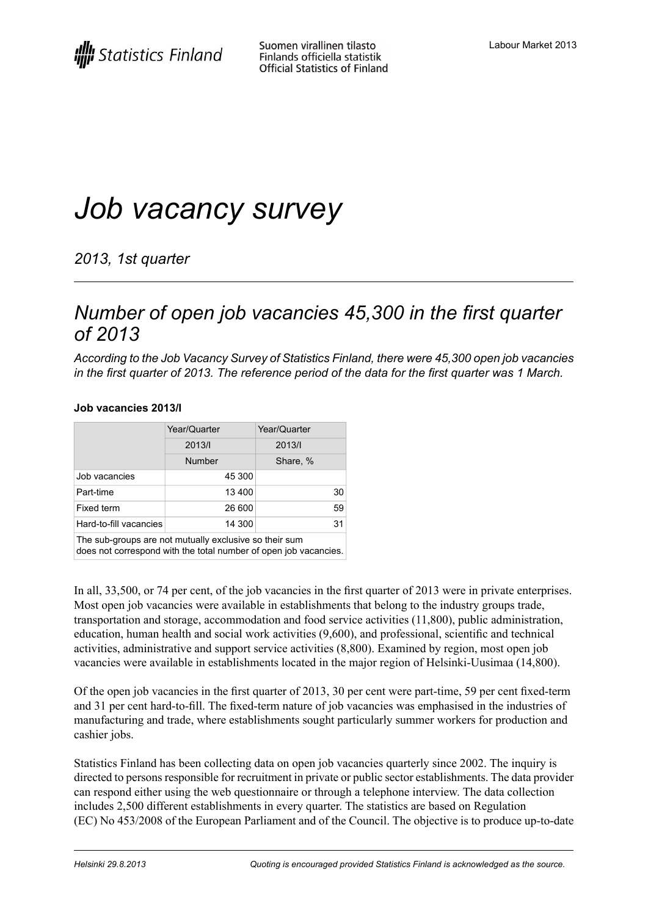# Job vacancy survey

*2013, 1st quarter*

---

## *Number of open job vacancies 45,300 in the first quarter of 2013*

*According to the Job Vacancy Survey of Statistics Finland, there were 45,300 open job vacancies in the first quarter of 2013. The reference period of the data for the first quarter was 1 March.*

**Job vacancies 2013/I**

| | Year/Quarter | Year/Quarter |
|---|---|---|
| | 2013/I | 2013/I |
| | Number | Share, % |
| Job vacancies | 45 300 | |
| Part-time | 13 400 | 30 |
| Fixed term | 26 600 | 59 |
| Hard-to-fill vacancies | 14 300 | 31 |

The sub-groups are not mutually exclusive so their sum does not correspond with the total number of open job vacancies.

In all, 33,500, or 74 per cent, of the job vacancies in the first quarter of 2013 were in private enterprises. Most open job vacancies were available in establishments that belong to the industry groups trade, transportation and storage, accommodation and food service activities (11,800), public administration, education, human health and social work activities (9,600), and professional, scientific and technical activities, administrative and support service activities (8,800). Examined by region, most open job vacancies were available in establishments located in the major region of Helsinki-Uusimaa (14,800).

Of the open job vacancies in the first quarter of 2013, 30 per cent were part-time, 59 per cent fixed-term and 31 per cent hard-to-fill. The fixed-term nature of job vacancies was emphasised in the industries of manufacturing and trade, where establishments sought particularly summer workers for production and cashier jobs.

Statistics Finland has been collecting data on open job vacancies quarterly since 2002. The inquiry is directed to persons responsible for recruitment in private or public sector establishments. The data provider can respond either using the web questionnaire or through a telephone interview. The data collection includes 2,500 different establishments in every quarter. The statistics are based on Regulation (EC) No 453/2008 of the European Parliament and of the Council. The objective is to produce up-to-date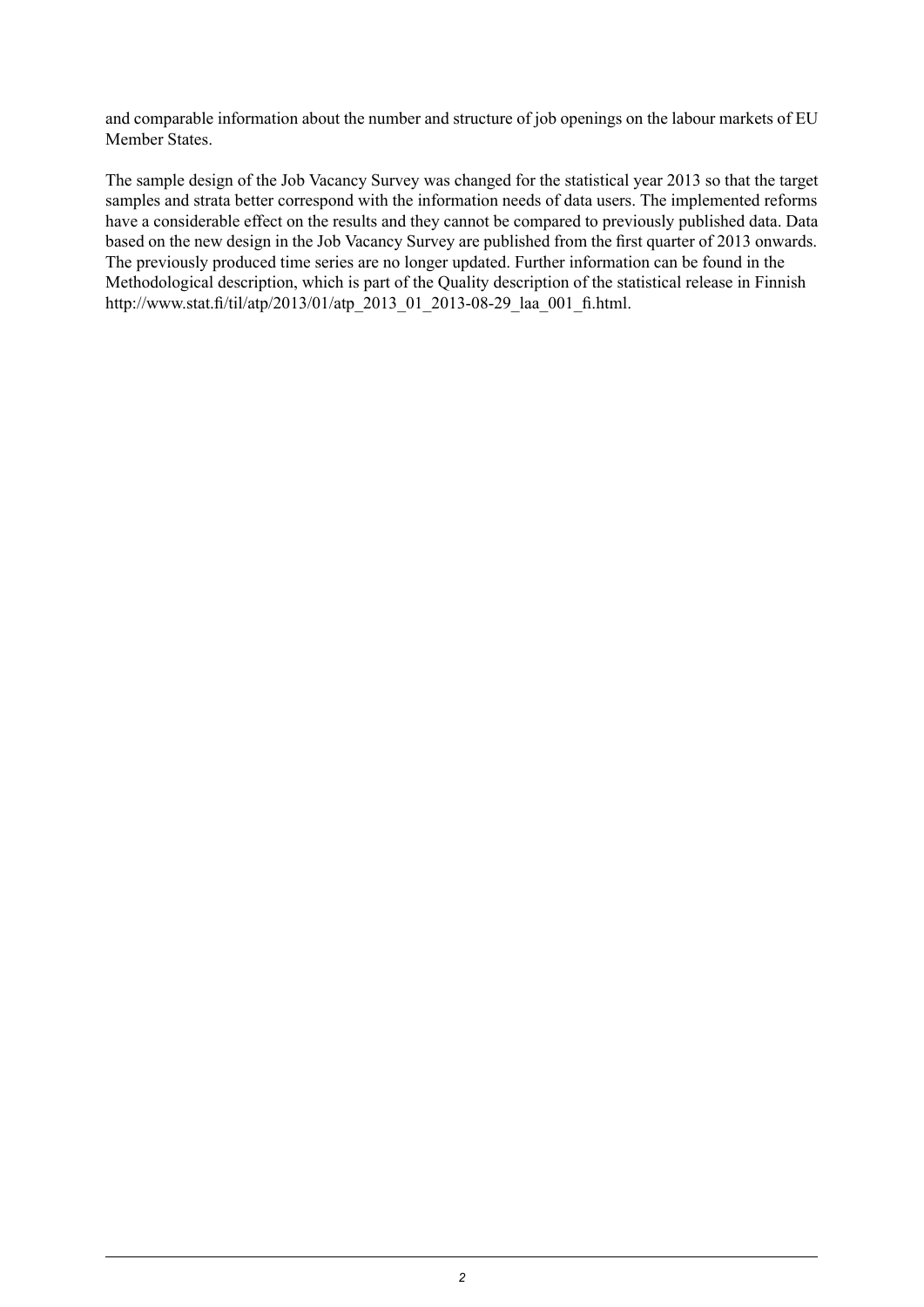and comparable information about the number and structure of job openings on the labour markets of EU Member States.

The sample design of the Job Vacancy Survey was changed for the statistical year 2013 so that the target samples and strata better correspond with the information needs of data users. The implemented reforms have a considerable effect on the results and they cannot be compared to previously published data. Data based on the new design in the Job Vacancy Survey are published from the first quarter of 2013 onwards. The previously produced time series are no longer updated. Further information can be found in the Methodological description, which is part of the Quality description of the statistical release in Finnish http://www.stat.fi/til/atp/2013/01/atp_2013_01_2013-08-29_laa_001_fi.html.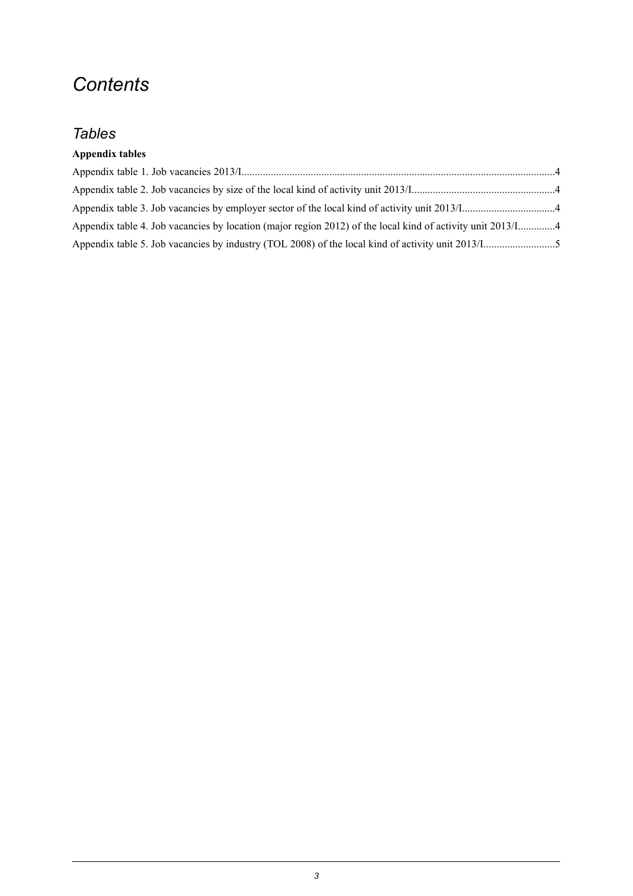# *Contents*

## *Tables*

**Appendix tables**

Appendix table 1. Job vacancies 2013/I....................................................................................................................4

Appendix table 2. Job vacancies by size of the local kind of activity unit 2013/I.....................................................4

Appendix table 3. Job vacancies by employer sector of the local kind of activity unit 2013/I..................................4

Appendix table 4. Job vacancies by location (major region 2012) of the local kind of activity unit 2013/I.............4

Appendix table 5. Job vacancies by industry (TOL 2008) of the local kind of activity unit 2013/I..........................5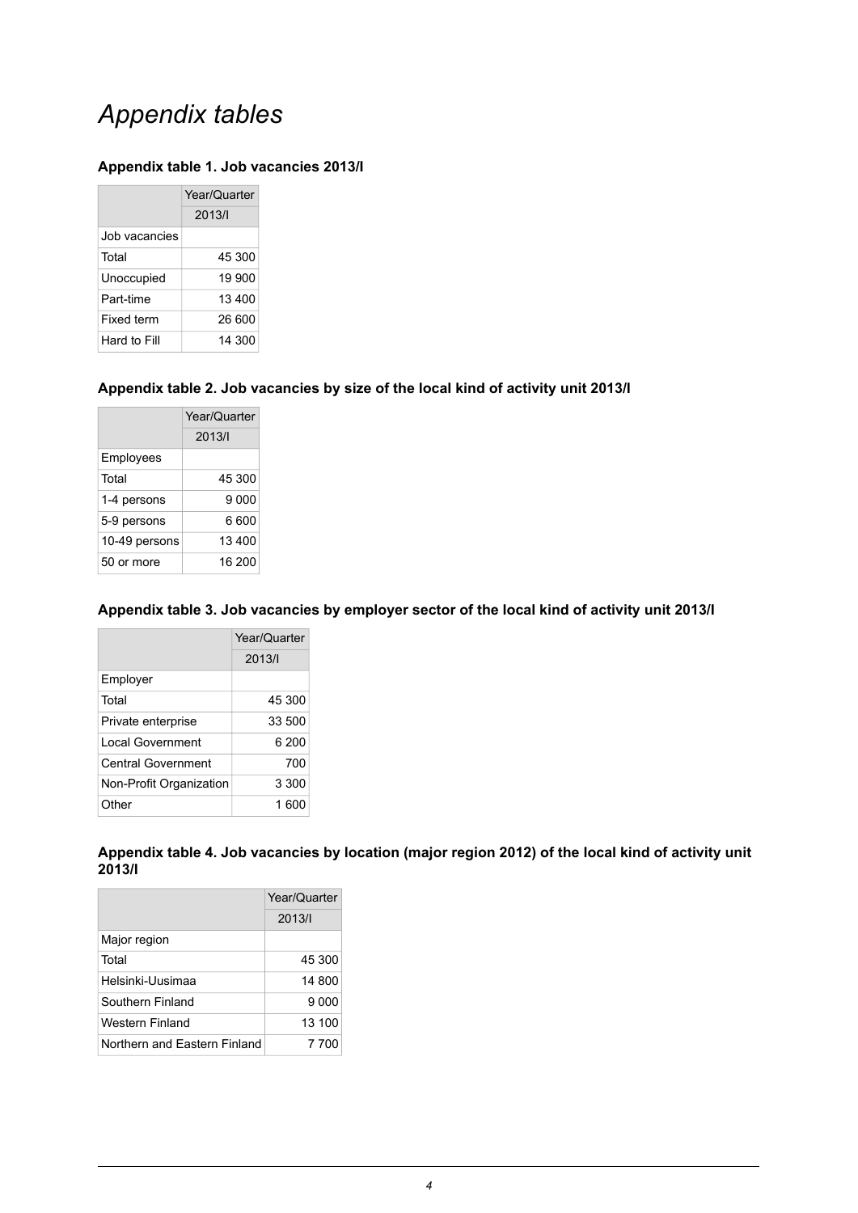# *Appendix tables*

### Appendix table 1. Job vacancies 2013/I

| | Year/Quarter |
|---|---|
| | 2013/I |
| Job vacancies | |
| Total | 45 300 |
| Unoccupied | 19 900 |
| Part-time | 13 400 |
| Fixed term | 26 600 |
| Hard to Fill | 14 300 |

### Appendix table 2. Job vacancies by size of the local kind of activity unit 2013/I

| | Year/Quarter |
|---|---|
| | 2013/I |
| Employees | |
| Total | 45 300 |
| 1-4 persons | 9 000 |
| 5-9 persons | 6 600 |
| 10-49 persons | 13 400 |
| 50 or more | 16 200 |

### Appendix table 3. Job vacancies by employer sector of the local kind of activity unit 2013/I

| | Year/Quarter |
|---|---|
| | 2013/I |
| Employer | |
| Total | 45 300 |
| Private enterprise | 33 500 |
| Local Government | 6 200 |
| Central Government | 700 |
| Non-Profit Organization | 3 300 |
| Other | 1 600 |

### Appendix table 4. Job vacancies by location (major region 2012) of the local kind of activity unit 2013/I

| | Year/Quarter |
|---|---|
| | 2013/I |
| Major region | |
| Total | 45 300 |
| Helsinki-Uusimaa | 14 800 |
| Southern Finland | 9 000 |
| Western Finland | 13 100 |
| Northern and Eastern Finland | 7 700 |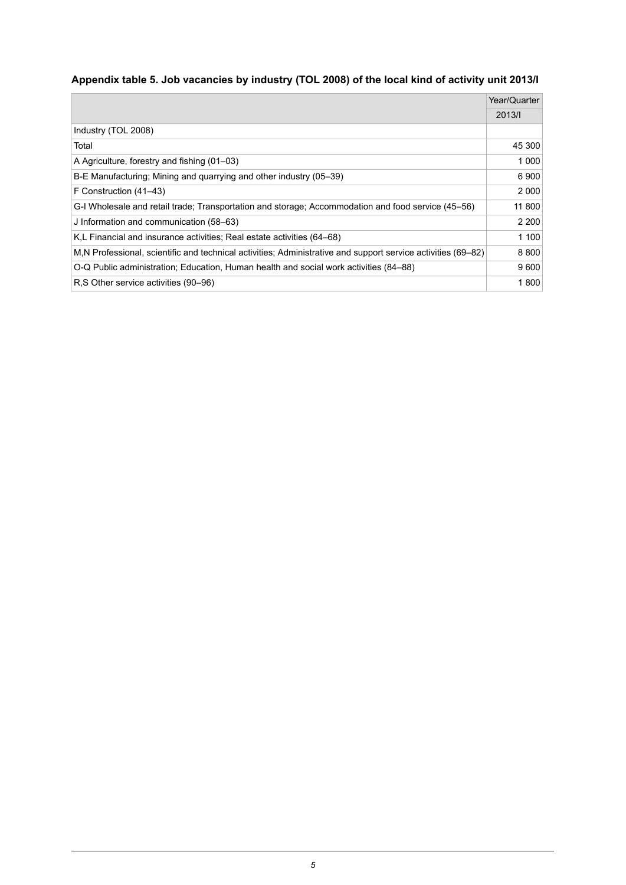### Appendix table 5. Job vacancies by industry (TOL 2008) of the local kind of activity unit 2013/I

| | Year/Quarter |
|---|---|
| | 2013/I |
| Industry (TOL 2008) | |
| Total | 45 300 |
| A Agriculture, forestry and fishing (01–03) | 1 000 |
| B-E Manufacturing; Mining and quarrying and other industry (05–39) | 6 900 |
| F Construction (41–43) | 2 000 |
| G-I Wholesale and retail trade; Transportation and storage; Accommodation and food service (45–56) | 11 800 |
| J Information and communication (58–63) | 2 200 |
| K,L Financial and insurance activities; Real estate activities (64–68) | 1 100 |
| M,N Professional, scientific and technical activities; Administrative and support service activities (69–82) | 8 800 |
| O-Q Public administration; Education, Human health and social work activities (84–88) | 9 600 |
| R,S Other service activities (90–96) | 1 800 |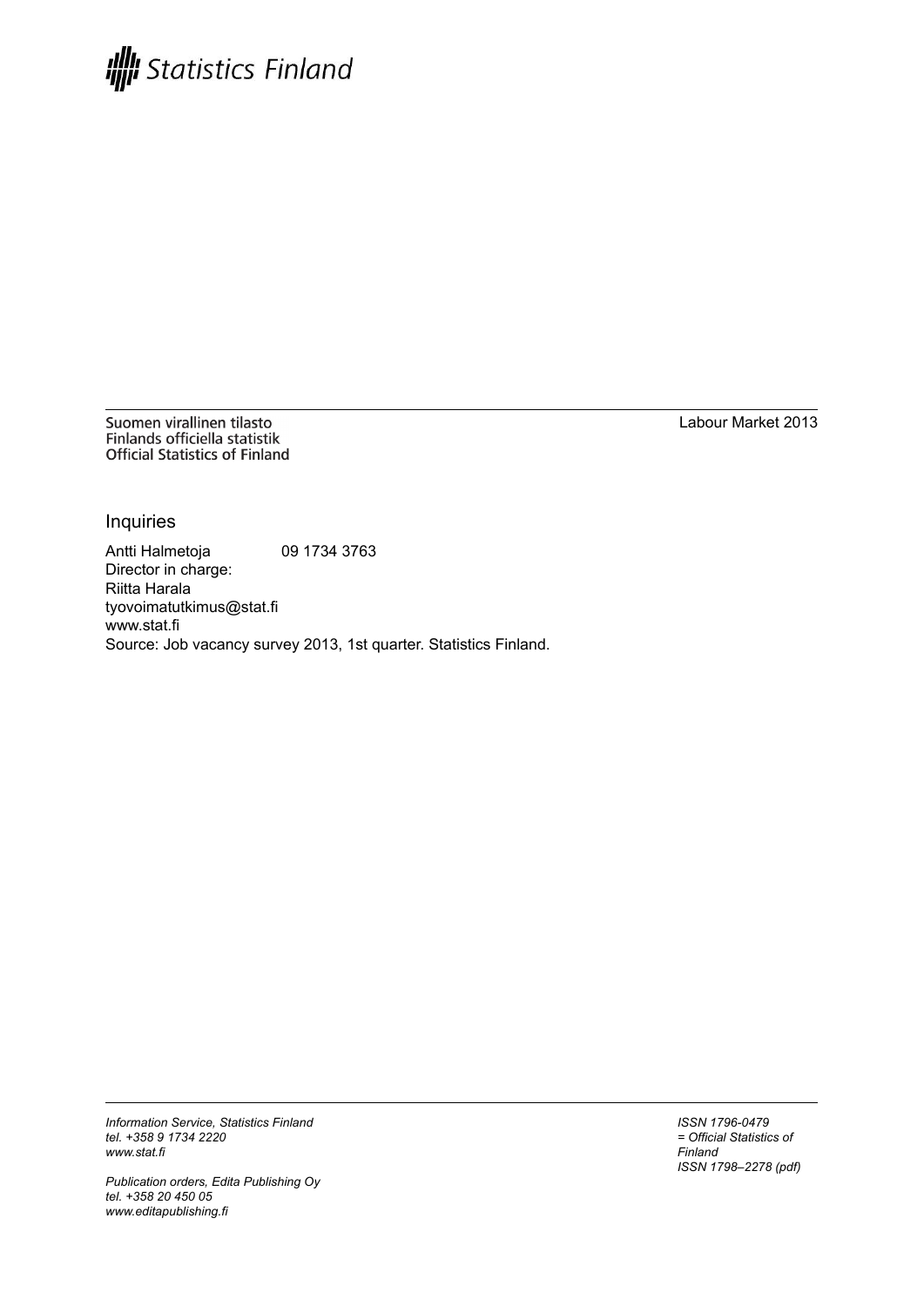Statistics Finland

Suomen virallinen tilasto
Finlands officiella statistik
**Official Statistics of Finland**

Labour Market 2013

## Inquiries

Antti Halmetoja 09 1734 3763
Director in charge:
Riitta Harala
tyovoimatutkimus@stat.fi
www.stat.fi
Source: Job vacancy survey 2013, 1st quarter. Statistics Finland.

*Information Service, Statistics Finland*
*tel. +358 9 1734 2220*
*www.stat.fi*

*Publication orders, Edita Publishing Oy*
*tel. +358 20 450 05*
*www.editapublishing.fi*

*ISSN 1796-0479*
*= Official Statistics of Finland*
*ISSN 1798–2278 (pdf)*